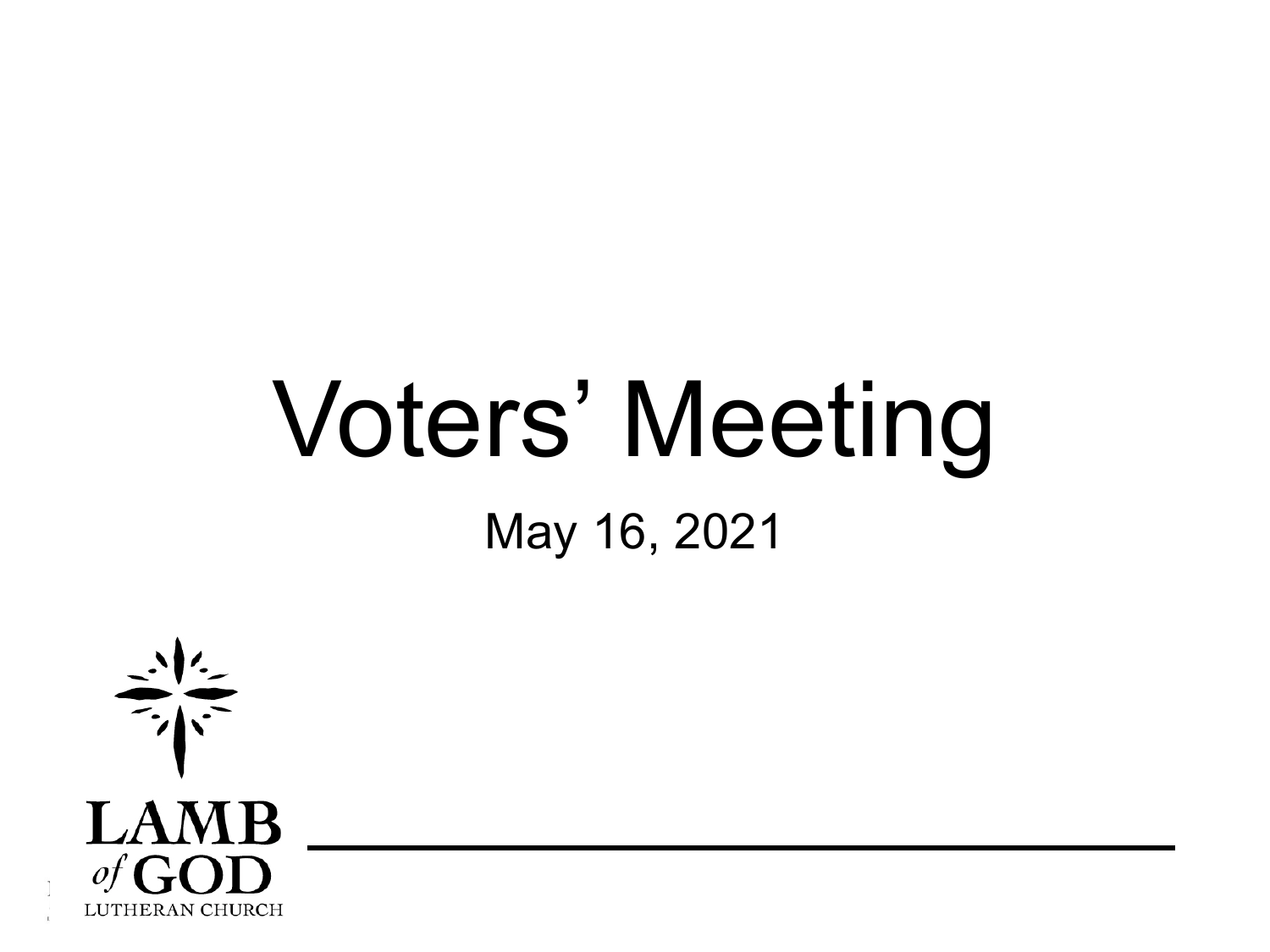# Voters' Meeting

May 16, 2021

LAMB *of* GOD

LUTHERAN CHURCH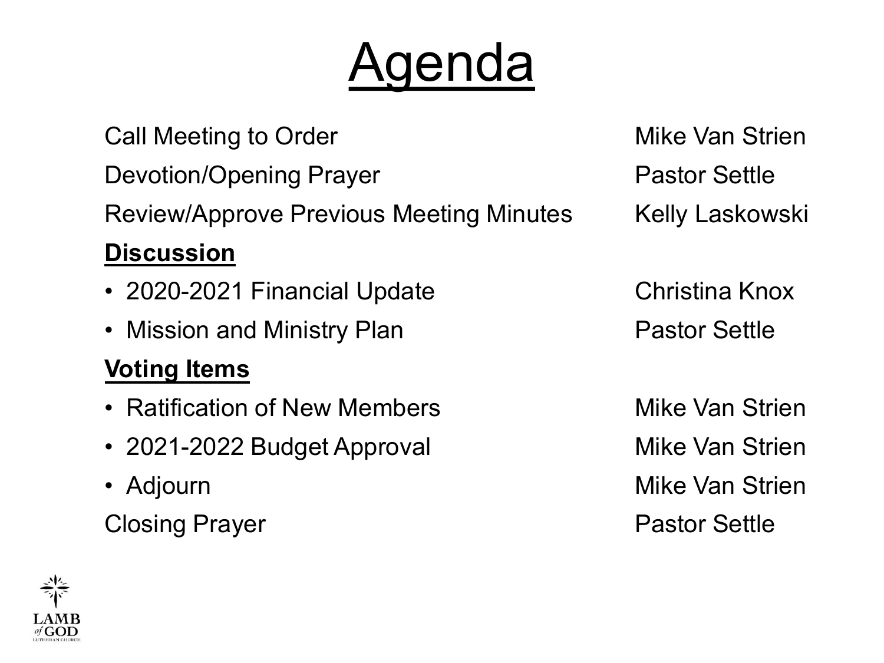# Agenda

| | |
|---|---|
| Call Meeting to Order | Mike Van Strien |
| Devotion/Opening Prayer | Pastor Settle |
| Review/Approve Previous Meeting Minutes | Kelly Laskowski |
| **Discussion** | |
| • 2020-2021 Financial Update | Christina Knox |
| • Mission and Ministry Plan | Pastor Settle |
| **Voting Items** | |
| • Ratification of New Members | Mike Van Strien |
| • 2021-2022 Budget Approval | Mike Van Strien |
| • Adjourn | Mike Van Strien |
| Closing Prayer | Pastor Settle |

LAMB of GOD LUTHERAN CHURCH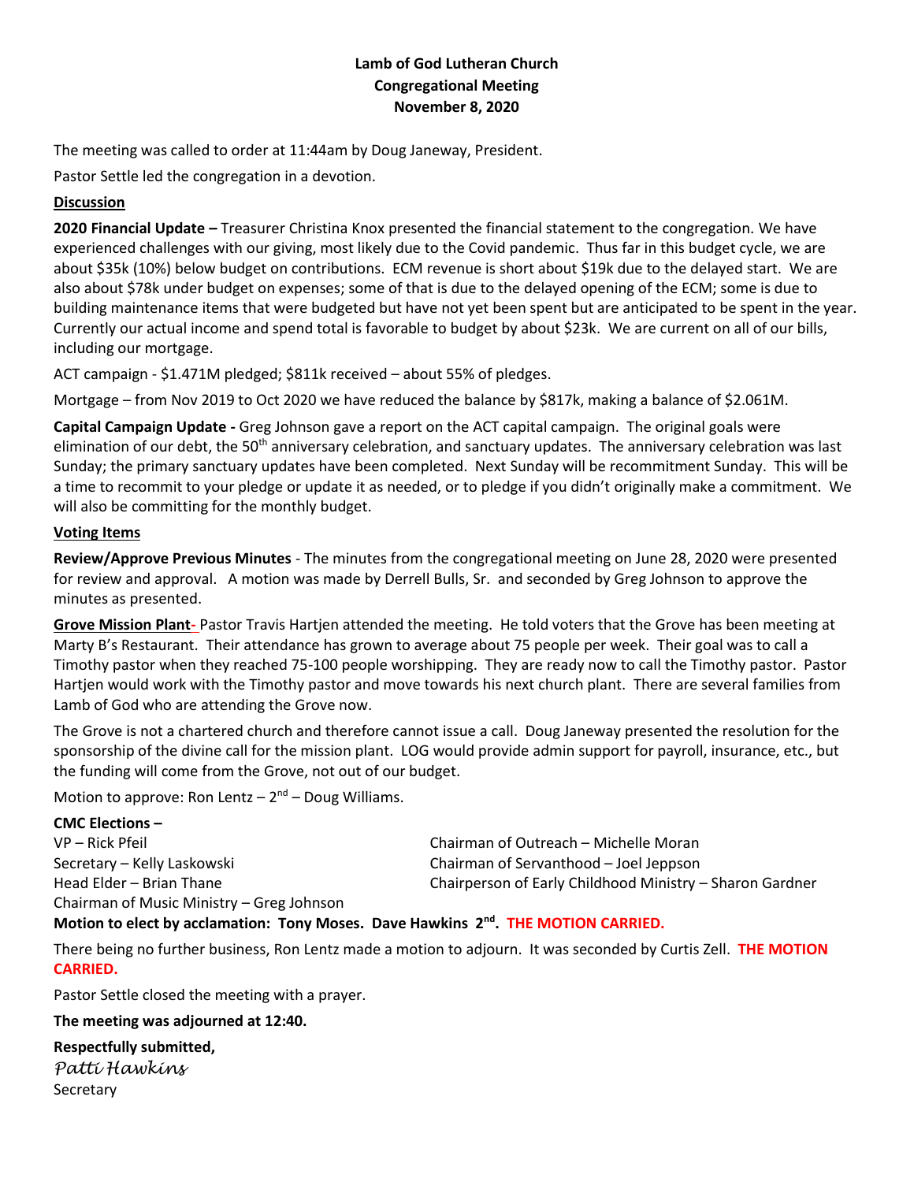**Lamb of God Lutheran Church**
**Congregational Meeting**
**November 8, 2020**

The meeting was called to order at 11:44am by Doug Janeway, President.

Pastor Settle led the congregation in a devotion.

**Discussion**

**2020 Financial Update –** Treasurer Christina Knox presented the financial statement to the congregation. We have experienced challenges with our giving, most likely due to the Covid pandemic. Thus far in this budget cycle, we are about $35k (10%) below budget on contributions. ECM revenue is short about $19k due to the delayed start. We are also about $78k under budget on expenses; some of that is due to the delayed opening of the ECM; some is due to building maintenance items that were budgeted but have not yet been spent but are anticipated to be spent in the year. Currently our actual income and spend total is favorable to budget by about $23k. We are current on all of our bills, including our mortgage.

ACT campaign - $1.471M pledged; $811k received – about 55% of pledges.

Mortgage – from Nov 2019 to Oct 2020 we have reduced the balance by $817k, making a balance of $2.061M.

**Capital Campaign Update -** Greg Johnson gave a report on the ACT capital campaign. The original goals were elimination of our debt, the 50th anniversary celebration, and sanctuary updates. The anniversary celebration was last Sunday; the primary sanctuary updates have been completed. Next Sunday will be recommitment Sunday. This will be a time to recommit to your pledge or update it as needed, or to pledge if you didn't originally make a commitment. We will also be committing for the monthly budget.

**Voting Items**

**Review/Approve Previous Minutes** - The minutes from the congregational meeting on June 28, 2020 were presented for review and approval. A motion was made by Derrell Bulls, Sr. and seconded by Greg Johnson to approve the minutes as presented.

**Grove Mission Plant-** Pastor Travis Hartjen attended the meeting. He told voters that the Grove has been meeting at Marty B's Restaurant. Their attendance has grown to average about 75 people per week. Their goal was to call a Timothy pastor when they reached 75-100 people worshipping. They are ready now to call the Timothy pastor. Pastor Hartjen would work with the Timothy pastor and move towards his next church plant. There are several families from Lamb of God who are attending the Grove now.

The Grove is not a chartered church and therefore cannot issue a call. Doug Janeway presented the resolution for the sponsorship of the divine call for the mission plant. LOG would provide admin support for payroll, insurance, etc., but the funding will come from the Grove, not out of our budget.

Motion to approve: Ron Lentz – 2nd – Doug Williams.

**CMC Elections –**

VP – Rick Pfeil
Secretary – Kelly Laskowski
Head Elder – Brian Thane
Chairman of Music Ministry – Greg Johnson
Chairman of Outreach – Michelle Moran
Chairman of Servanthood – Joel Jeppson
Chairperson of Early Childhood Ministry – Sharon Gardner

**Motion to elect by acclamation: Tony Moses. Dave Hawkins 2nd. THE MOTION CARRIED.**

There being no further business, Ron Lentz made a motion to adjourn. It was seconded by Curtis Zell. **THE MOTION CARRIED.**

Pastor Settle closed the meeting with a prayer.

**The meeting was adjourned at 12:40.**

**Respectfully submitted,**
*Patti Hawkins*
Secretary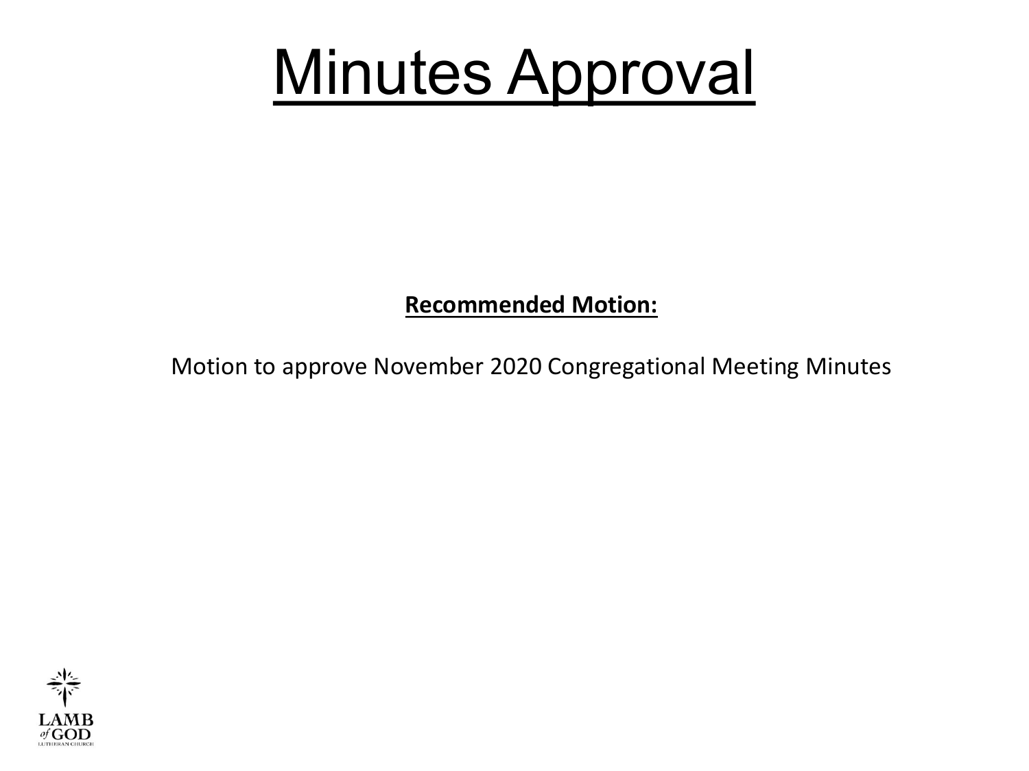# Minutes Approval

**Recommended Motion:**

Motion to approve November 2020 Congregational Meeting Minutes

LAMB of GOD LUTHERAN CHURCH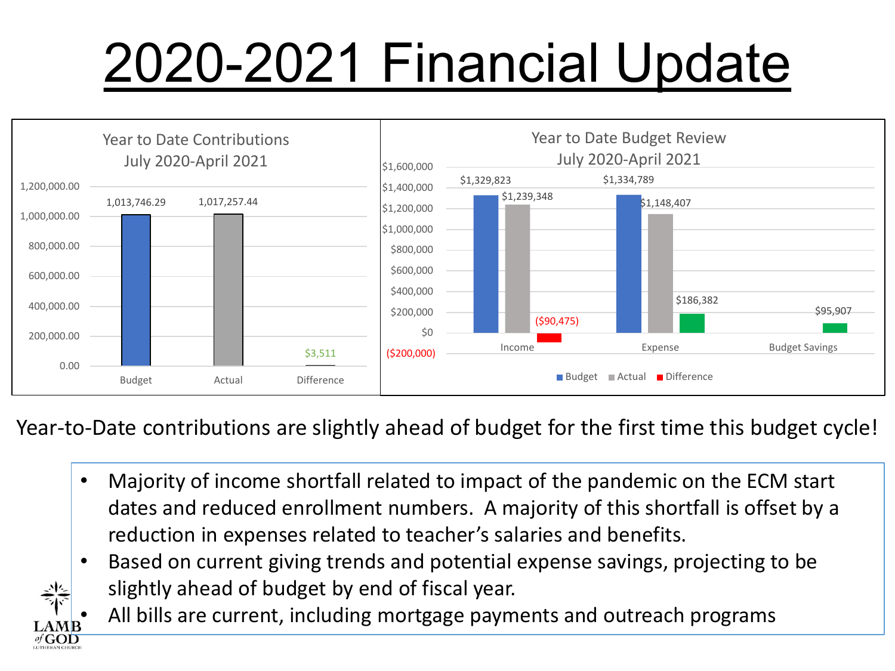# 2020-2021 Financial Update

**Year to Date Contributions**
**July 2020-April 2021**

| | Budget | Actual | Difference |
|---|---|---|---|
| Contributions | 1,013,746.29 | 1,017,257.44 | $3,511 |

**Year to Date Budget Review**
**July 2020-April 2021**

| | Budget | Actual | Difference |
|---|---|---|---|
| Income | $1,329,823 | $1,239,348 | ($90,475) |
| Expense | $1,334,789 | $1,148,407 | $186,382 |
| Budget Savings | | | $95,907 |

Year-to-Date contributions are slightly ahead of budget for the first time this budget cycle!

- Majority of income shortfall related to impact of the pandemic on the ECM start dates and reduced enrollment numbers. A majority of this shortfall is offset by a reduction in expenses related to teacher's salaries and benefits.
- Based on current giving trends and potential expense savings, projecting to be slightly ahead of budget by end of fiscal year.
- All bills are current, including mortgage payments and outreach programs

LAMB of GOD LUTHERAN CHURCH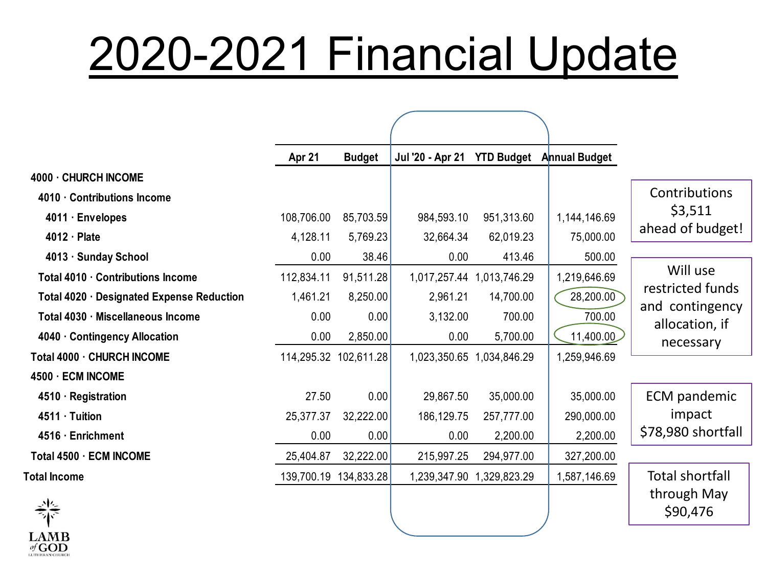# 2020-2021 Financial Update

| | Apr 21 | Budget | Jul '20 - Apr 21 | YTD Budget | Annual Budget |
|---|---|---|---|---|---|
| **4000 · CHURCH INCOME** | | | | | |
| **4010 · Contributions Income** | | | | | |
| **4011 · Envelopes** | 108,706.00 | 85,703.59 | 984,593.10 | 951,313.60 | 1,144,146.69 |
| **4012 · Plate** | 4,128.11 | 5,769.23 | 32,664.34 | 62,019.23 | 75,000.00 |
| **4013 · Sunday School** | 0.00 | 38.46 | 0.00 | 413.46 | 500.00 |
| **Total 4010 · Contributions Income** | 112,834.11 | 91,511.28 | 1,017,257.44 | 1,013,746.29 | 1,219,646.69 |
| **Total 4020 · Designated Expense Reduction** | 1,461.21 | 8,250.00 | 2,961.21 | 14,700.00 | 28,200.00 |
| **Total 4030 · Miscellaneous Income** | 0.00 | 0.00 | 3,132.00 | 700.00 | 700.00 |
| **4040 · Contingency Allocation** | 0.00 | 2,850.00 | 0.00 | 5,700.00 | 11,400.00 |
| **Total 4000 · CHURCH INCOME** | 114,295.32 | 102,611.28 | 1,023,350.65 | 1,034,846.29 | 1,259,946.69 |
| **4500 · ECM INCOME** | | | | | |
| **4510 · Registration** | 27.50 | 0.00 | 29,867.50 | 35,000.00 | 35,000.00 |
| **4511 · Tuition** | 25,377.37 | 32,222.00 | 186,129.75 | 257,777.00 | 290,000.00 |
| **4516 · Enrichment** | 0.00 | 0.00 | 0.00 | 2,200.00 | 2,200.00 |
| **Total 4500 · ECM INCOME** | 25,404.87 | 32,222.00 | 215,997.25 | 294,977.00 | 327,200.00 |
| **Total Income** | 139,700.19 | 134,833.28 | 1,239,347.90 | 1,329,823.29 | 1,587,146.69 |

Contributions $3,511 ahead of budget!

Will use restricted funds and contingency allocation, if necessary

ECM pandemic impact $78,980 shortfall

Total shortfall through May $90,476

LAMB of GOD LUTHERAN CHURCH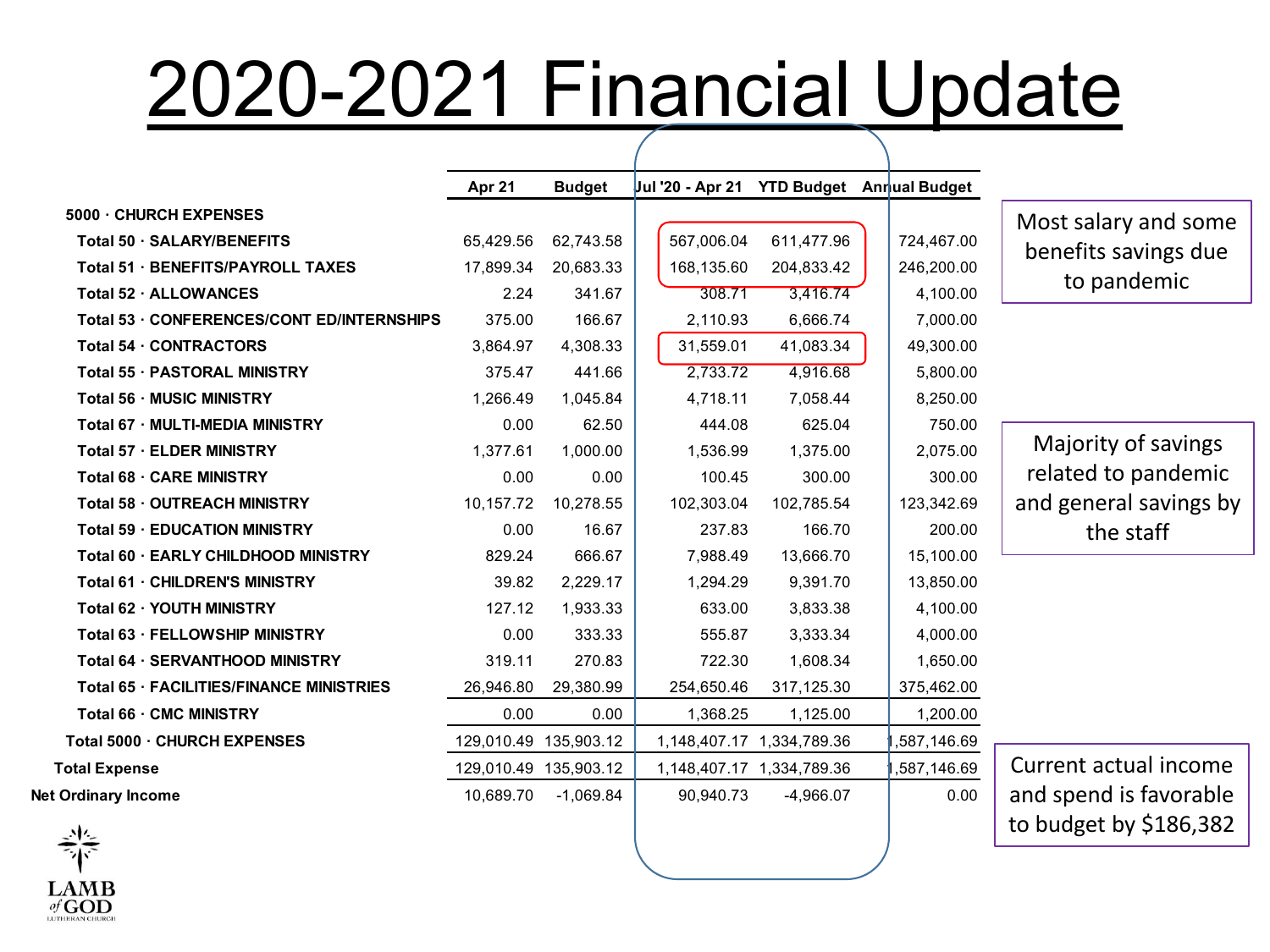# 2020-2021 Financial Update

| | Apr 21 | Budget | Jul '20 - Apr 21 | YTD Budget | Annual Budget |
|---|---|---|---|---|---|
| **5000 · CHURCH EXPENSES** | | | | | |
| **Total 50 · SALARY/BENEFITS** | 65,429.56 | 62,743.58 | 567,006.04 | 611,477.96 | 724,467.00 |
| **Total 51 · BENEFITS/PAYROLL TAXES** | 17,899.34 | 20,683.33 | 168,135.60 | 204,833.42 | 246,200.00 |
| **Total 52 · ALLOWANCES** | 2.24 | 341.67 | 308.71 | 3,416.74 | 4,100.00 |
| **Total 53 · CONFERENCES/CONT ED/INTERNSHIPS** | 375.00 | 166.67 | 2,110.93 | 6,666.74 | 7,000.00 |
| **Total 54 · CONTRACTORS** | 3,864.97 | 4,308.33 | 31,559.01 | 41,083.34 | 49,300.00 |
| **Total 55 · PASTORAL MINISTRY** | 375.47 | 441.66 | 2,733.72 | 4,916.68 | 5,800.00 |
| **Total 56 · MUSIC MINISTRY** | 1,266.49 | 1,045.84 | 4,718.11 | 7,058.44 | 8,250.00 |
| **Total 67 · MULTI-MEDIA MINISTRY** | 0.00 | 62.50 | 444.08 | 625.04 | 750.00 |
| **Total 57 · ELDER MINISTRY** | 1,377.61 | 1,000.00 | 1,536.99 | 1,375.00 | 2,075.00 |
| **Total 68 · CARE MINISTRY** | 0.00 | 0.00 | 100.45 | 300.00 | 300.00 |
| **Total 58 · OUTREACH MINISTRY** | 10,157.72 | 10,278.55 | 102,303.04 | 102,785.54 | 123,342.69 |
| **Total 59 · EDUCATION MINISTRY** | 0.00 | 16.67 | 237.83 | 166.70 | 200.00 |
| **Total 60 · EARLY CHILDHOOD MINISTRY** | 829.24 | 666.67 | 7,988.49 | 13,666.70 | 15,100.00 |
| **Total 61 · CHILDREN'S MINISTRY** | 39.82 | 2,229.17 | 1,294.29 | 9,391.70 | 13,850.00 |
| **Total 62 · YOUTH MINISTRY** | 127.12 | 1,933.33 | 633.00 | 3,833.38 | 4,100.00 |
| **Total 63 · FELLOWSHIP MINISTRY** | 0.00 | 333.33 | 555.87 | 3,333.34 | 4,000.00 |
| **Total 64 · SERVANTHOOD MINISTRY** | 319.11 | 270.83 | 722.30 | 1,608.34 | 1,650.00 |
| **Total 65 · FACILITIES/FINANCE MINISTRIES** | 26,946.80 | 29,380.99 | 254,650.46 | 317,125.30 | 375,462.00 |
| **Total 66 · CMC MINISTRY** | 0.00 | 0.00 | 1,368.25 | 1,125.00 | 1,200.00 |
| **Total 5000 · CHURCH EXPENSES** | 129,010.49 | 135,903.12 | 1,148,407.17 | 1,334,789.36 | 1,587,146.69 |
| **Total Expense** | 129,010.49 | 135,903.12 | 1,148,407.17 | 1,334,789.36 | 1,587,146.69 |
| **Net Ordinary Income** | 10,689.70 | -1,069.84 | 90,940.73 | -4,966.07 | 0.00 |

Most salary and some benefits savings due to pandemic

Majority of savings related to pandemic and general savings by the staff

Current actual income and spend is favorable to budget by $186,382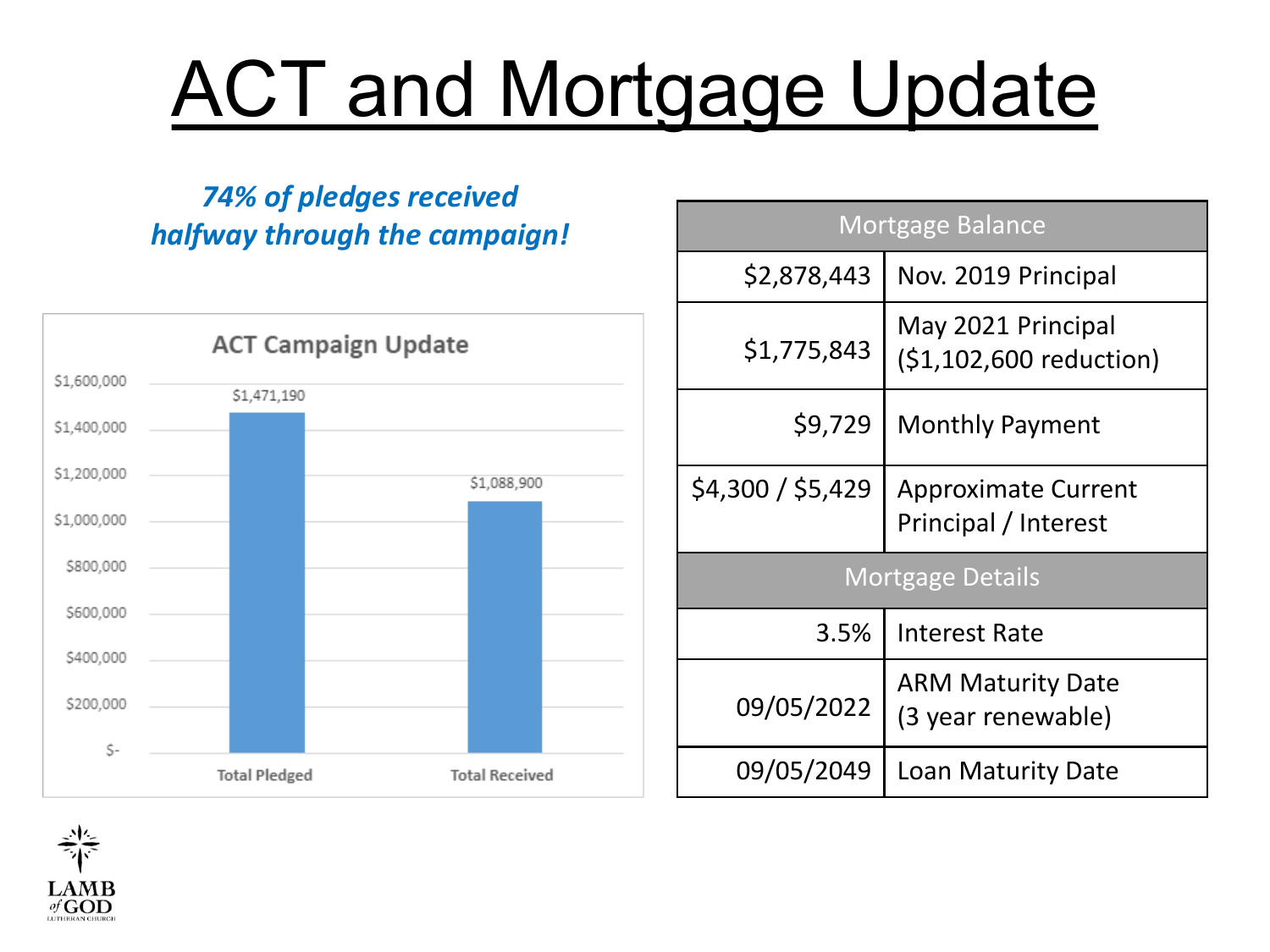# ACT and Mortgage Update

***74% of pledges received halfway through the campaign!***

**ACT Campaign Update**

| | Amount |
|---|---|
| Total Pledged | $1,471,190 |
| Total Received | $1,088,900 |

| Mortgage Balance | |
|---|---|
| $2,878,443 | Nov. 2019 Principal |
| $1,775,843 | May 2021 Principal ($1,102,600 reduction) |
| $9,729 | Monthly Payment |
| $4,300 / $5,429 | Approximate Current Principal / Interest |
| **Mortgage Details** | |
| 3.5% | Interest Rate |
| 09/05/2022 | ARM Maturity Date (3 year renewable) |
| 09/05/2049 | Loan Maturity Date |

LAMB of GOD LUTHERAN CHURCH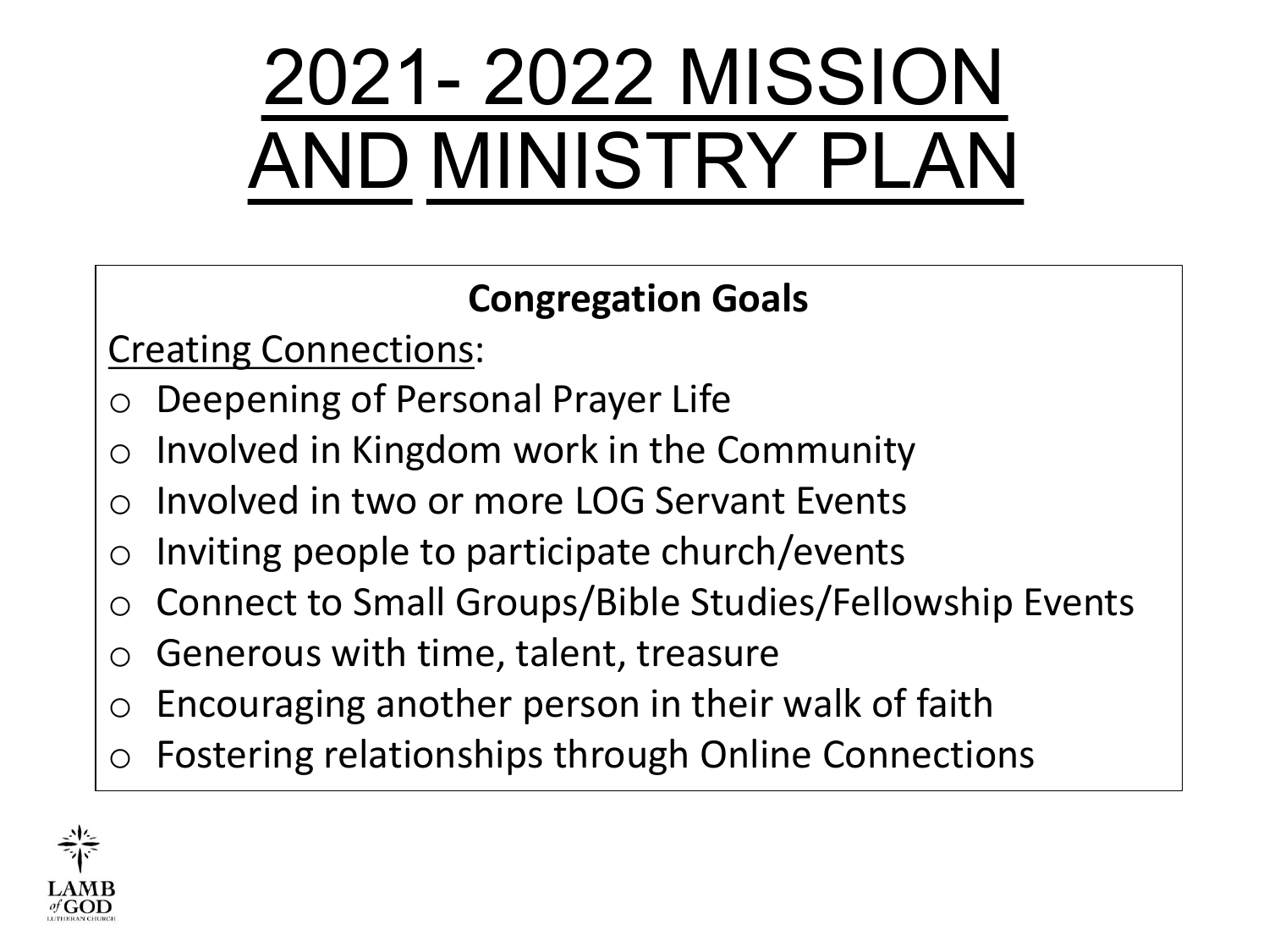# 2021- 2022 MISSION AND MINISTRY PLAN

**Congregation Goals**

Creating Connections:

- Deepening of Personal Prayer Life
- Involved in Kingdom work in the Community
- Involved in two or more LOG Servant Events
- Inviting people to participate church/events
- Connect to Small Groups/Bible Studies/Fellowship Events
- Generous with time, talent, treasure
- Encouraging another person in their walk of faith
- Fostering relationships through Online Connections

LAMB of GOD LUTHERAN CHURCH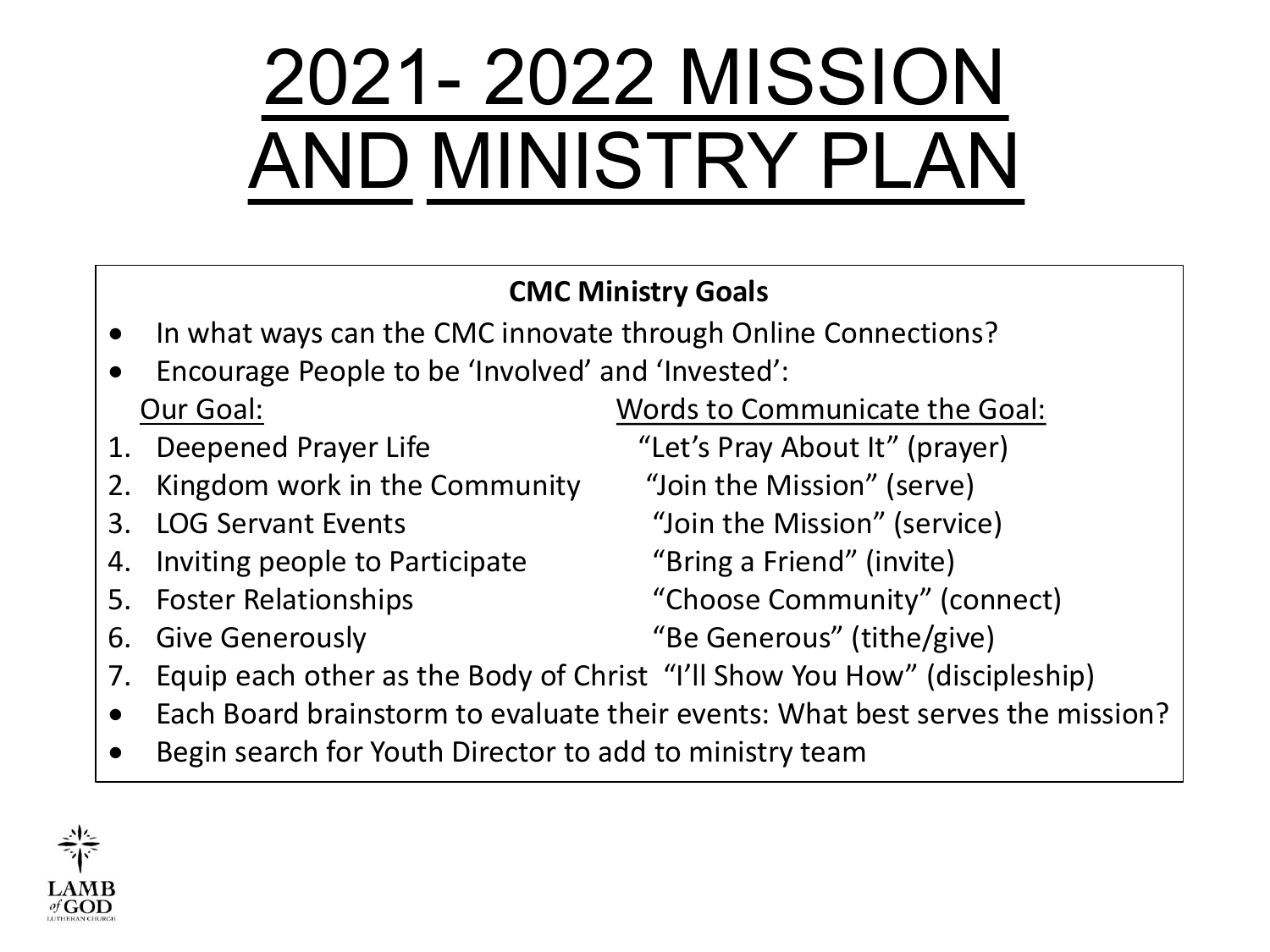# 2021- 2022 MISSION AND MINISTRY PLAN

**CMC Ministry Goals**

- In what ways can the CMC innovate through Online Connections?
- Encourage People to be 'Involved' and 'Invested':

| Our Goal: | Words to Communicate the Goal: |
|---|---|
| 1. Deepened Prayer Life | "Let's Pray About It" (prayer) |
| 2. Kingdom work in the Community | "Join the Mission" (serve) |
| 3. LOG Servant Events | "Join the Mission" (service) |
| 4. Inviting people to Participate | "Bring a Friend" (invite) |
| 5. Foster Relationships | "Choose Community" (connect) |
| 6. Give Generously | "Be Generous" (tithe/give) |
| 7. Equip each other as the Body of Christ | "I'll Show You How" (discipleship) |

- Each Board brainstorm to evaluate their events: What best serves the mission?
- Begin search for Youth Director to add to ministry team

LAMB of GOD LUTHERAN CHURCH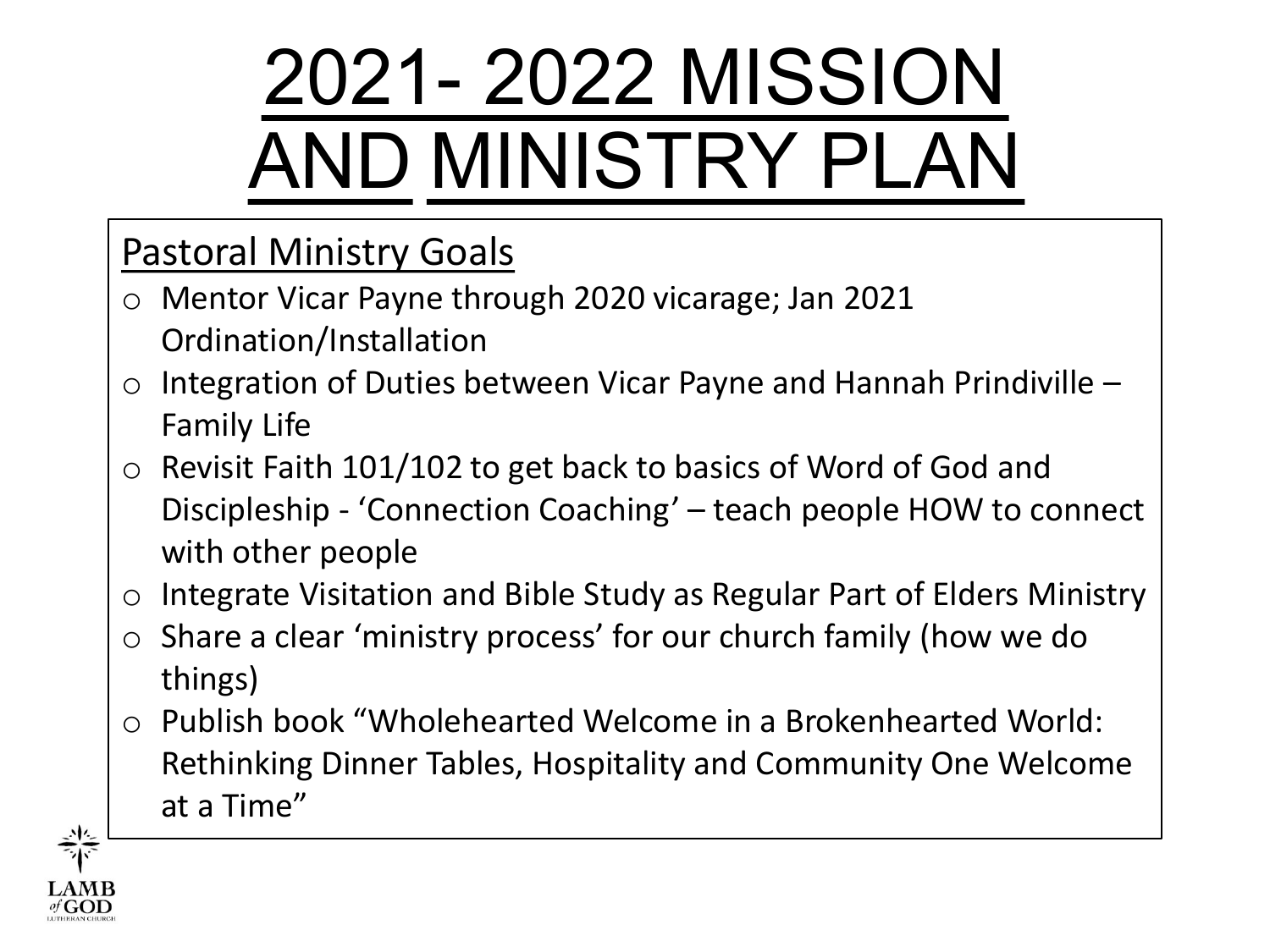# 2021- 2022 MISSION AND MINISTRY PLAN

## Pastoral Ministry Goals

- Mentor Vicar Payne through 2020 vicarage; Jan 2021 Ordination/Installation
- Integration of Duties between Vicar Payne and Hannah Prindiville – Family Life
- Revisit Faith 101/102 to get back to basics of Word of God and Discipleship - 'Connection Coaching' – teach people HOW to connect with other people
- Integrate Visitation and Bible Study as Regular Part of Elders Ministry
- Share a clear 'ministry process' for our church family (how we do things)
- Publish book "Wholehearted Welcome in a Brokenhearted World: Rethinking Dinner Tables, Hospitality and Community One Welcome at a Time"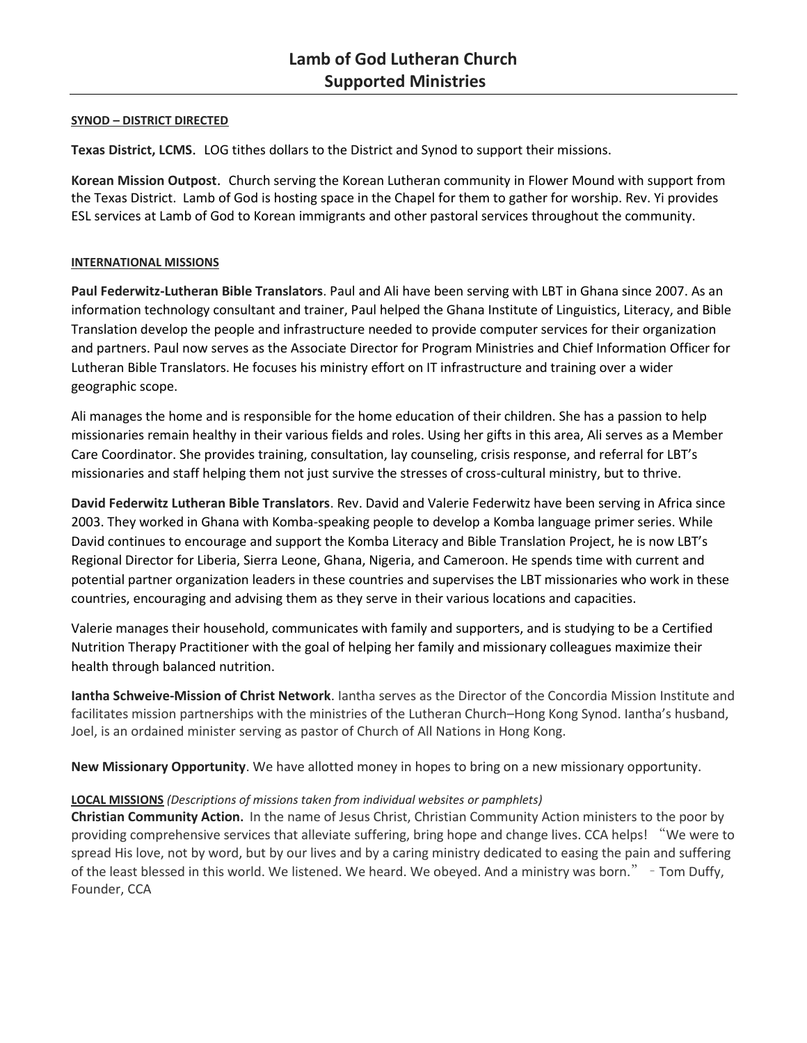# Lamb of God Lutheran Church
# Supported Ministries

**SYNOD – DISTRICT DIRECTED**

**Texas District, LCMS.** LOG tithes dollars to the District and Synod to support their missions.

**Korean Mission Outpost.** Church serving the Korean Lutheran community in Flower Mound with support from the Texas District. Lamb of God is hosting space in the Chapel for them to gather for worship. Rev. Yi provides ESL services at Lamb of God to Korean immigrants and other pastoral services throughout the community.

**INTERNATIONAL MISSIONS**

**Paul Federwitz-Lutheran Bible Translators**. Paul and Ali have been serving with LBT in Ghana since 2007. As an information technology consultant and trainer, Paul helped the Ghana Institute of Linguistics, Literacy, and Bible Translation develop the people and infrastructure needed to provide computer services for their organization and partners. Paul now serves as the Associate Director for Program Ministries and Chief Information Officer for Lutheran Bible Translators. He focuses his ministry effort on IT infrastructure and training over a wider geographic scope.

Ali manages the home and is responsible for the home education of their children. She has a passion to help missionaries remain healthy in their various fields and roles. Using her gifts in this area, Ali serves as a Member Care Coordinator. She provides training, consultation, lay counseling, crisis response, and referral for LBT's missionaries and staff helping them not just survive the stresses of cross-cultural ministry, but to thrive.

**David Federwitz Lutheran Bible Translators**. Rev. David and Valerie Federwitz have been serving in Africa since 2003. They worked in Ghana with Komba-speaking people to develop a Komba language primer series. While David continues to encourage and support the Komba Literacy and Bible Translation Project, he is now LBT's Regional Director for Liberia, Sierra Leone, Ghana, Nigeria, and Cameroon. He spends time with current and potential partner organization leaders in these countries and supervises the LBT missionaries who work in these countries, encouraging and advising them as they serve in their various locations and capacities.

Valerie manages their household, communicates with family and supporters, and is studying to be a Certified Nutrition Therapy Practitioner with the goal of helping her family and missionary colleagues maximize their health through balanced nutrition.

**Iantha Schweive-Mission of Christ Network**. Iantha serves as the Director of the Concordia Mission Institute and facilitates mission partnerships with the ministries of the Lutheran Church–Hong Kong Synod. Iantha's husband, Joel, is an ordained minister serving as pastor of Church of All Nations in Hong Kong.

**New Missionary Opportunity**. We have allotted money in hopes to bring on a new missionary opportunity.

**LOCAL MISSIONS** *(Descriptions of missions taken from individual websites or pamphlets)*

**Christian Community Action.** In the name of Jesus Christ, Christian Community Action ministers to the poor by providing comprehensive services that alleviate suffering, bring hope and change lives. CCA helps! "We were to spread His love, not by word, but by our lives and by a caring ministry dedicated to easing the pain and suffering of the least blessed in this world. We listened. We heard. We obeyed. And a ministry was born." - Tom Duffy, Founder, CCA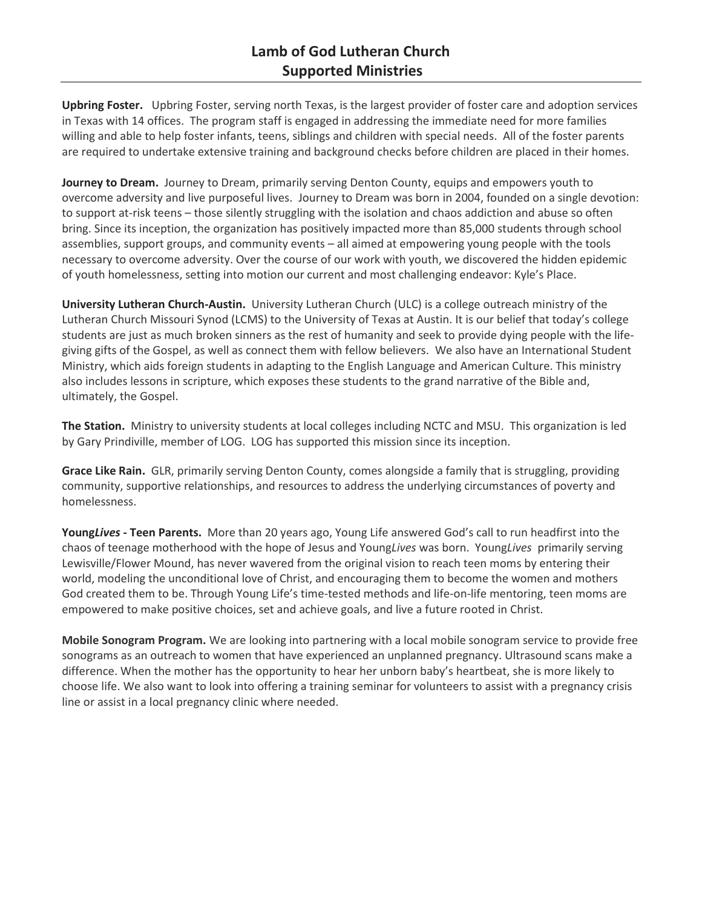# Lamb of God Lutheran Church
# Supported Ministries

**Upbring Foster.** Upbring Foster, serving north Texas, is the largest provider of foster care and adoption services in Texas with 14 offices. The program staff is engaged in addressing the immediate need for more families willing and able to help foster infants, teens, siblings and children with special needs. All of the foster parents are required to undertake extensive training and background checks before children are placed in their homes.

**Journey to Dream.** Journey to Dream, primarily serving Denton County, equips and empowers youth to overcome adversity and live purposeful lives. Journey to Dream was born in 2004, founded on a single devotion: to support at-risk teens – those silently struggling with the isolation and chaos addiction and abuse so often bring. Since its inception, the organization has positively impacted more than 85,000 students through school assemblies, support groups, and community events – all aimed at empowering young people with the tools necessary to overcome adversity. Over the course of our work with youth, we discovered the hidden epidemic of youth homelessness, setting into motion our current and most challenging endeavor: Kyle's Place.

**University Lutheran Church-Austin.** University Lutheran Church (ULC) is a college outreach ministry of the Lutheran Church Missouri Synod (LCMS) to the University of Texas at Austin. It is our belief that today's college students are just as much broken sinners as the rest of humanity and seek to provide dying people with the life-giving gifts of the Gospel, as well as connect them with fellow believers. We also have an International Student Ministry, which aids foreign students in adapting to the English Language and American Culture. This ministry also includes lessons in scripture, which exposes these students to the grand narrative of the Bible and, ultimately, the Gospel.

**The Station.** Ministry to university students at local colleges including NCTC and MSU. This organization is led by Gary Prindiville, member of LOG. LOG has supported this mission since its inception.

**Grace Like Rain.** GLR, primarily serving Denton County, comes alongside a family that is struggling, providing community, supportive relationships, and resources to address the underlying circumstances of poverty and homelessness.

**Young*Lives* - Teen Parents.** More than 20 years ago, Young Life answered God's call to run headfirst into the chaos of teenage motherhood with the hope of Jesus and Young*Lives* was born. Young*Lives* primarily serving Lewisville/Flower Mound, has never wavered from the original vision to reach teen moms by entering their world, modeling the unconditional love of Christ, and encouraging them to become the women and mothers God created them to be. Through Young Life's time-tested methods and life-on-life mentoring, teen moms are empowered to make positive choices, set and achieve goals, and live a future rooted in Christ.

**Mobile Sonogram Program.** We are looking into partnering with a local mobile sonogram service to provide free sonograms as an outreach to women that have experienced an unplanned pregnancy. Ultrasound scans make a difference. When the mother has the opportunity to hear her unborn baby's heartbeat, she is more likely to choose life. We also want to look into offering a training seminar for volunteers to assist with a pregnancy crisis line or assist in a local pregnancy clinic where needed.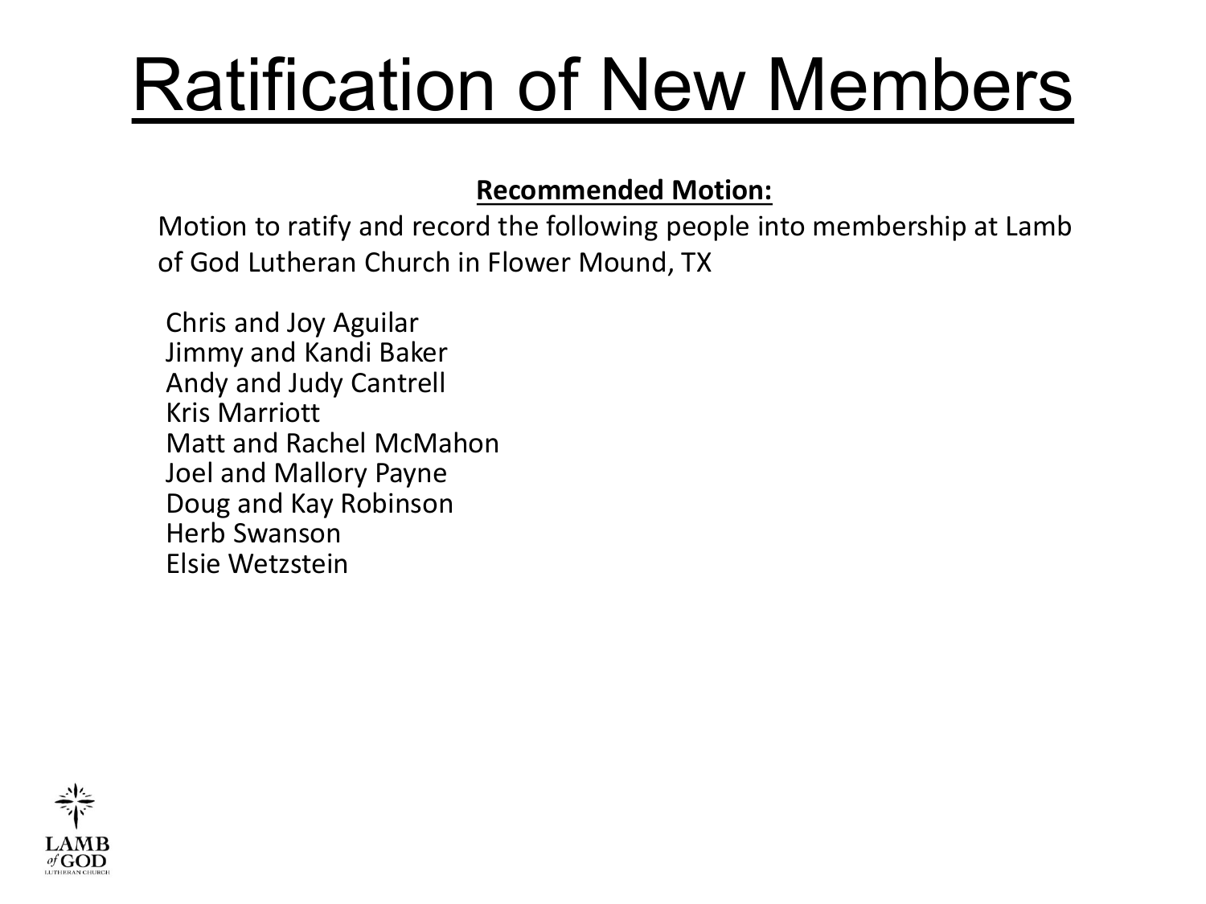# Ratification of New Members

**Recommended Motion:**

Motion to ratify and record the following people into membership at Lamb of God Lutheran Church in Flower Mound, TX

Chris and Joy Aguilar
Jimmy and Kandi Baker
Andy and Judy Cantrell
Kris Marriott
Matt and Rachel McMahon
Joel and Mallory Payne
Doug and Kay Robinson
Herb Swanson
Elsie Wetzstein

LAMB *of* GOD
LUTHERAN CHURCH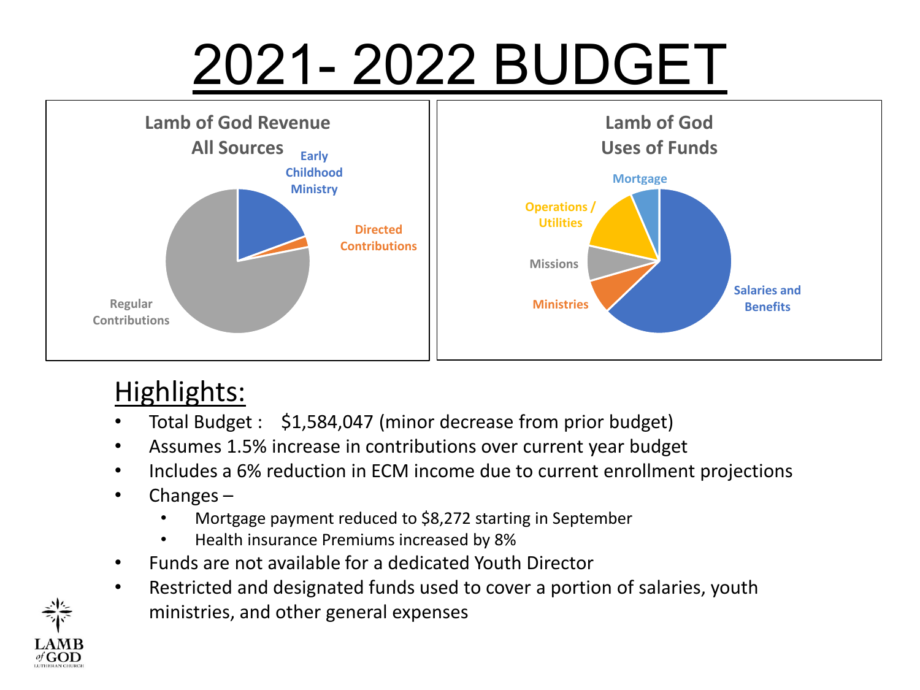# 2021- 2022 BUDGET

**Lamb of God Revenue All Sources**

- Early Childhood Ministry
- Directed Contributions
- Regular Contributions

**Lamb of God Uses of Funds**

- Mortgage
- Operations / Utilities
- Missions
- Ministries
- Salaries and Benefits

## Highlights:

- Total Budget : $1,584,047 (minor decrease from prior budget)
- Assumes 1.5% increase in contributions over current year budget
- Includes a 6% reduction in ECM income due to current enrollment projections
- Changes –
  - Mortgage payment reduced to $8,272 starting in September
  - Health insurance Premiums increased by 8%
- Funds are not available for a dedicated Youth Director
- Restricted and designated funds used to cover a portion of salaries, youth ministries, and other general expenses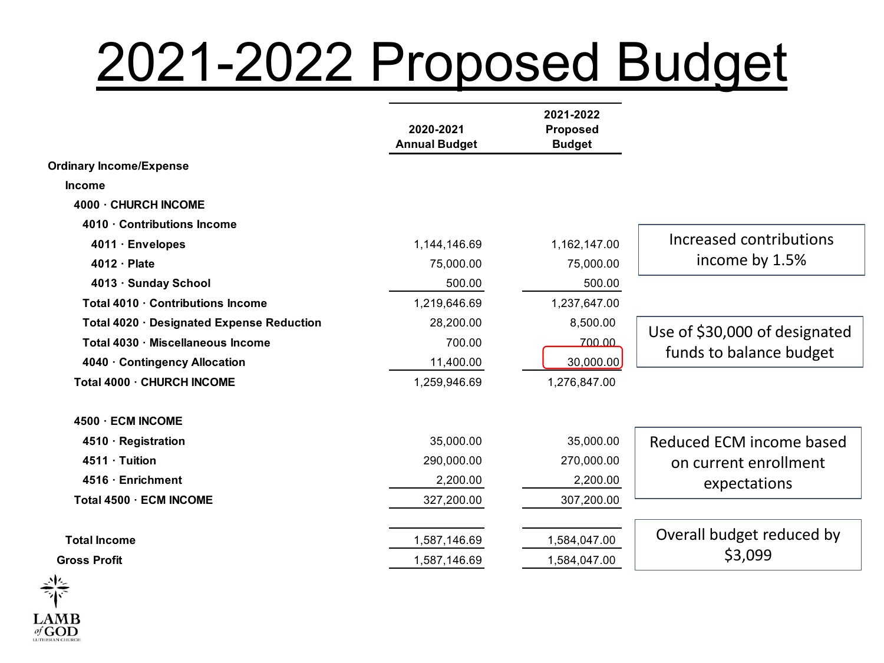# 2021-2022 Proposed Budget

| | 2020-2021 Annual Budget | 2021-2022 Proposed Budget |
|---|---|---|
| **Ordinary Income/Expense** | | |
| **Income** | | |
| **4000 · CHURCH INCOME** | | |
| **4010 · Contributions Income** | | |
| **4011 · Envelopes** | 1,144,146.69 | 1,162,147.00 |
| **4012 · Plate** | 75,000.00 | 75,000.00 |
| **4013 · Sunday School** | 500.00 | 500.00 |
| **Total 4010 · Contributions Income** | 1,219,646.69 | 1,237,647.00 |
| **Total 4020 · Designated Expense Reduction** | 28,200.00 | 8,500.00 |
| **Total 4030 · Miscellaneous Income** | 700.00 | 700.00 |
| **4040 · Contingency Allocation** | 11,400.00 | 30,000.00 |
| **Total 4000 · CHURCH INCOME** | 1,259,946.69 | 1,276,847.00 |
| **4500 · ECM INCOME** | | |
| **4510 · Registration** | 35,000.00 | 35,000.00 |
| **4511 · Tuition** | 290,000.00 | 270,000.00 |
| **4516 · Enrichment** | 2,200.00 | 2,200.00 |
| **Total 4500 · ECM INCOME** | 327,200.00 | 307,200.00 |
| **Total Income** | 1,587,146.69 | 1,584,047.00 |
| **Gross Profit** | 1,587,146.69 | 1,584,047.00 |

Increased contributions income by 1.5%

Use of $30,000 of designated funds to balance budget

Reduced ECM income based on current enrollment expectations

Overall budget reduced by $3,099

LAMB of GOD LUTHERAN CHURCH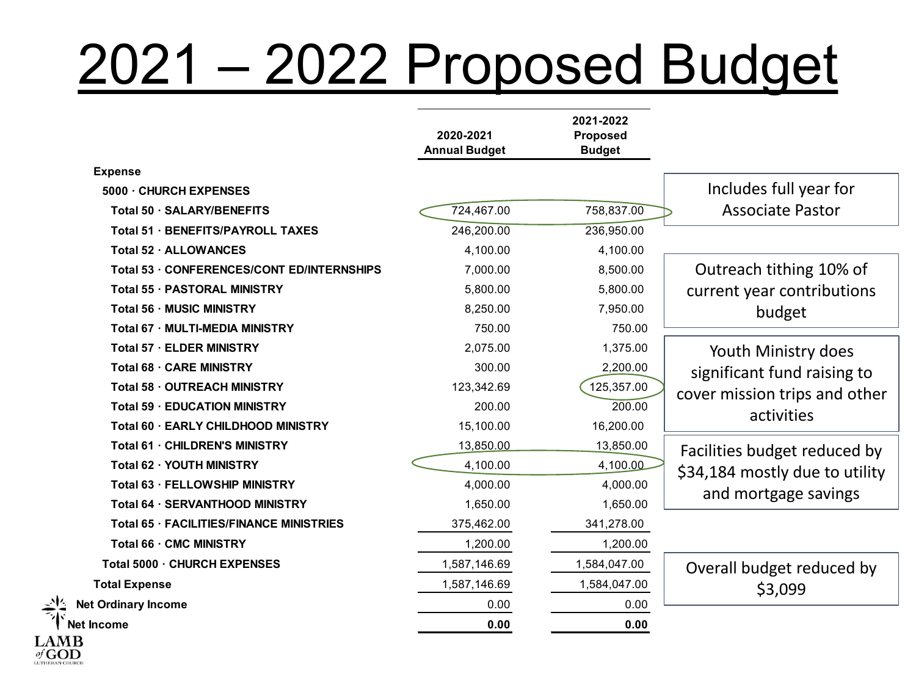# 2021 – 2022 Proposed Budget

| | 2020-2021 Annual Budget | 2021-2022 Proposed Budget |
|---|---|---|
| **Expense** | | |
| **5000 · CHURCH EXPENSES** | | |
| **Total 50 · SALARY/BENEFITS** | 724,467.00 | 758,837.00 |
| **Total 51 · BENEFITS/PAYROLL TAXES** | 246,200.00 | 236,950.00 |
| **Total 52 · ALLOWANCES** | 4,100.00 | 4,100.00 |
| **Total 53 · CONFERENCES/CONT ED/INTERNSHIPS** | 7,000.00 | 8,500.00 |
| **Total 55 · PASTORAL MINISTRY** | 5,800.00 | 5,800.00 |
| **Total 56 · MUSIC MINISTRY** | 8,250.00 | 7,950.00 |
| **Total 67 · MULTI-MEDIA MINISTRY** | 750.00 | 750.00 |
| **Total 57 · ELDER MINISTRY** | 2,075.00 | 1,375.00 |
| **Total 68 · CARE MINISTRY** | 300.00 | 2,200.00 |
| **Total 58 · OUTREACH MINISTRY** | 123,342.69 | 125,357.00 |
| **Total 59 · EDUCATION MINISTRY** | 200.00 | 200.00 |
| **Total 60 · EARLY CHILDHOOD MINISTRY** | 15,100.00 | 16,200.00 |
| **Total 61 · CHILDREN'S MINISTRY** | 13,850.00 | 13,850.00 |
| **Total 62 · YOUTH MINISTRY** | 4,100.00 | 4,100.00 |
| **Total 63 · FELLOWSHIP MINISTRY** | 4,000.00 | 4,000.00 |
| **Total 64 · SERVANTHOOD MINISTRY** | 1,650.00 | 1,650.00 |
| **Total 65 · FACILITIES/FINANCE MINISTRIES** | 375,462.00 | 341,278.00 |
| **Total 66 · CMC MINISTRY** | 1,200.00 | 1,200.00 |
| **Total 5000 · CHURCH EXPENSES** | 1,587,146.69 | 1,584,047.00 |
| **Total Expense** | 1,587,146.69 | 1,584,047.00 |
| **Net Ordinary Income** | 0.00 | 0.00 |
| **Net Income** | **0.00** | **0.00** |

Includes full year for Associate Pastor

Outreach tithing 10% of current year contributions budget

Youth Ministry does significant fund raising to cover mission trips and other activities

Facilities budget reduced by $34,184 mostly due to utility and mortgage savings

Overall budget reduced by $3,099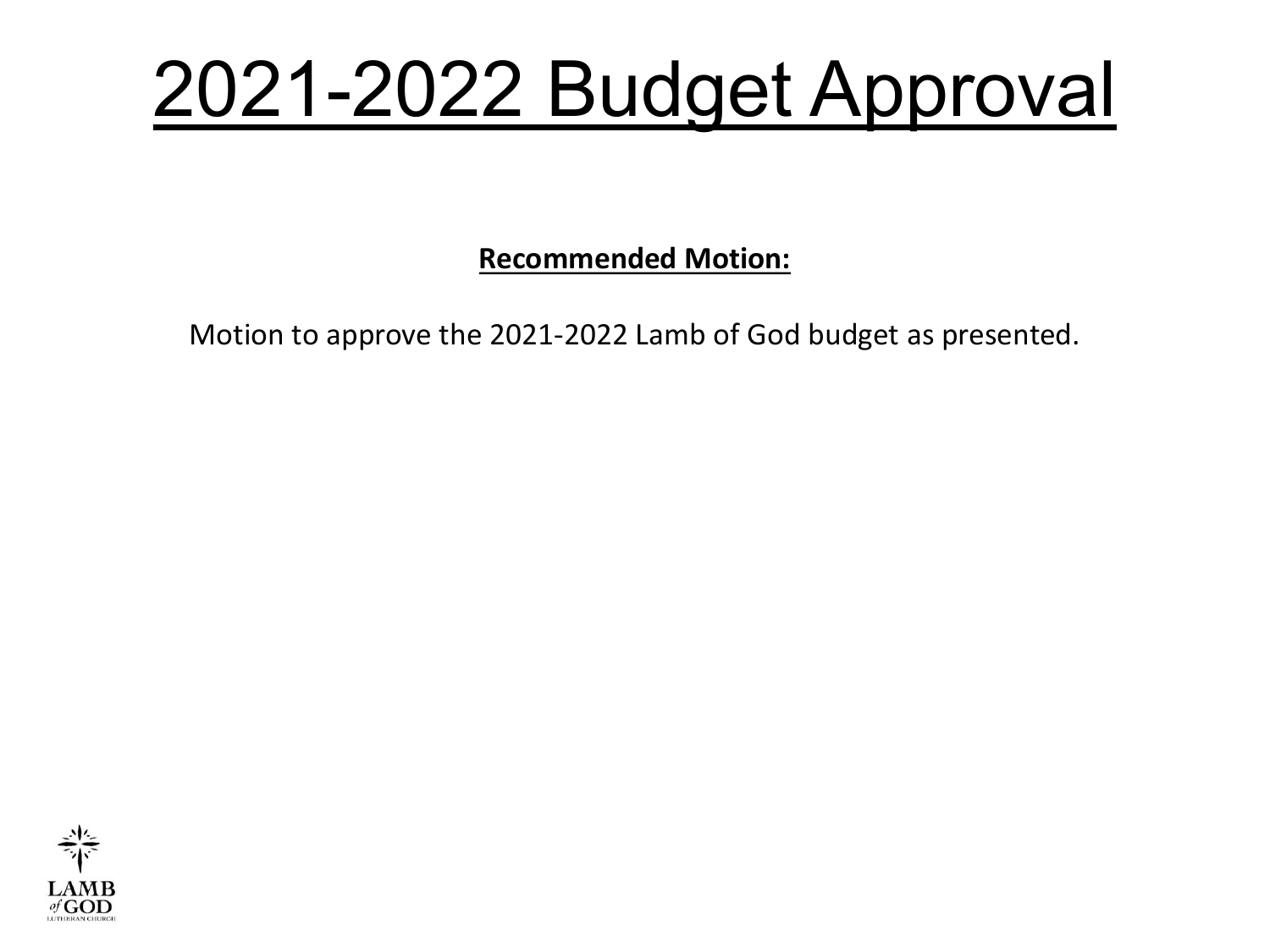# 2021-2022 Budget Approval

**Recommended Motion:**

Motion to approve the 2021-2022 Lamb of God budget as presented.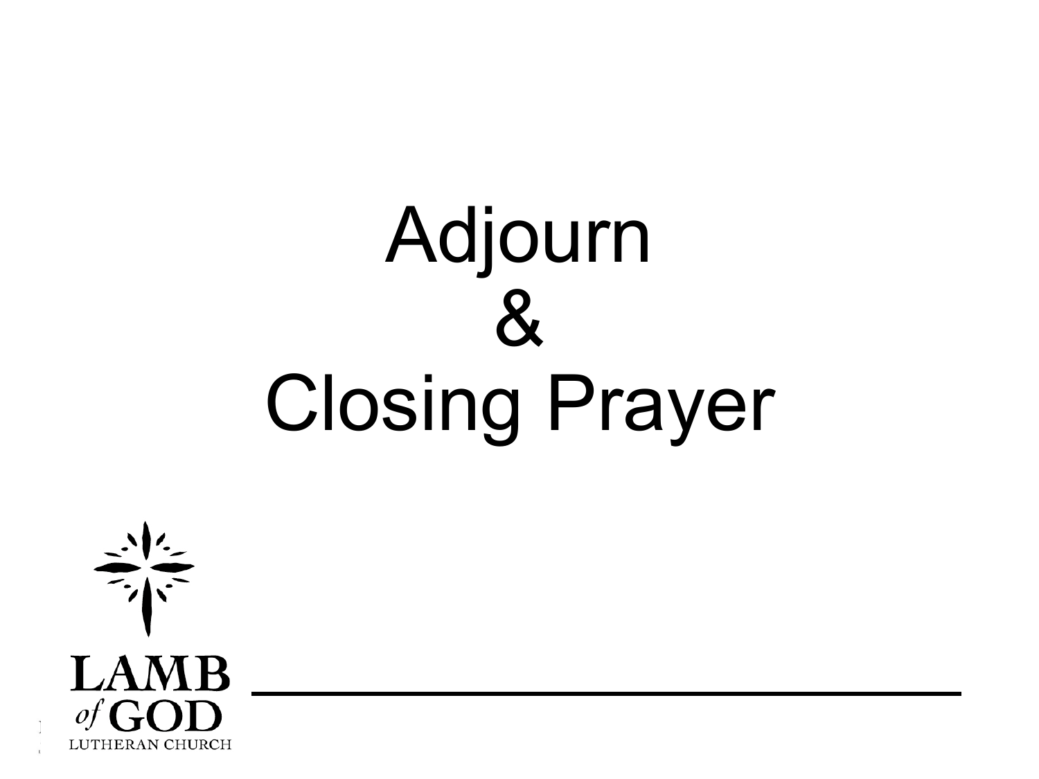# Adjourn
# &
# Closing Prayer

LAMB
of GOD
LUTHERAN CHURCH